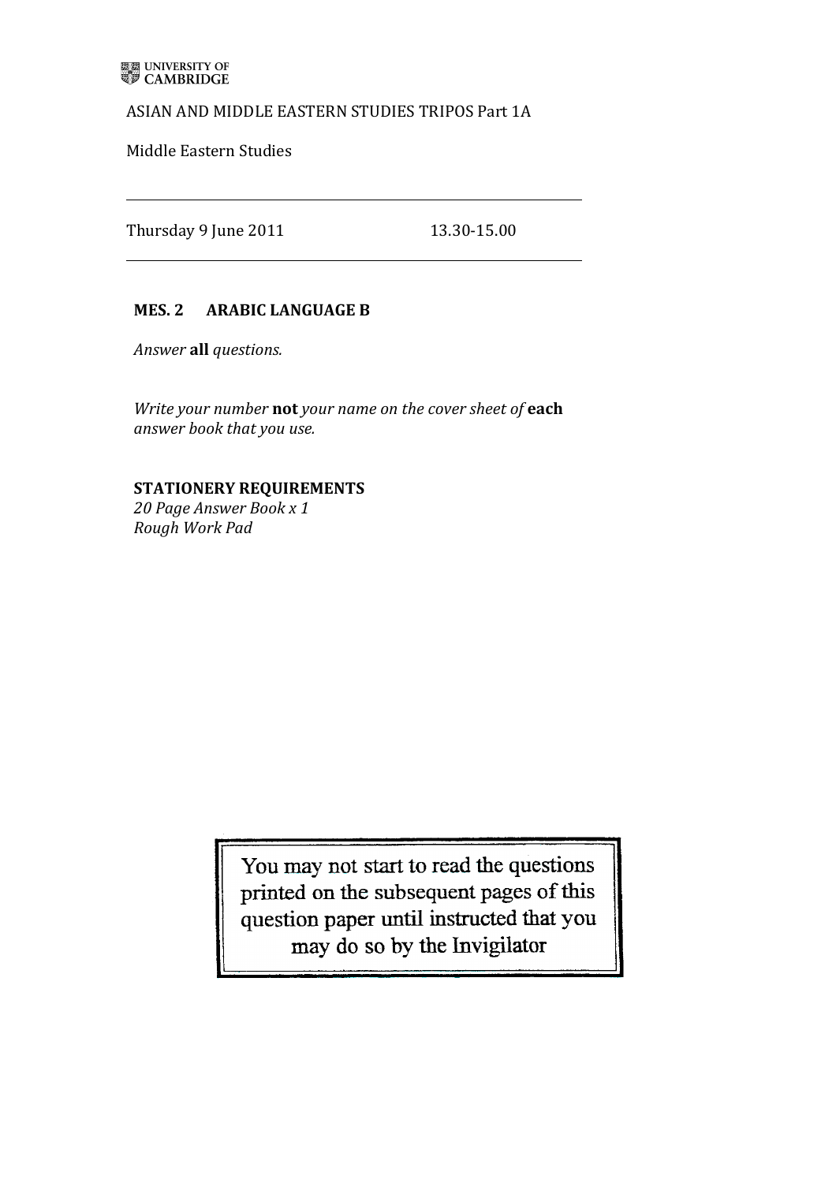UNIVERSITY OF CAMBRIDGE

ASIAN AND MIDDLE EASTERN STUDIES TRIPOS Part 1A

Middle Eastern Studies

---

Thursday 9 June 2011 13.30-15.00

---

**MES. 2 ARABIC LANGUAGE B**

*Answer* **all** *questions.*

*Write your number* **not** *your name on the cover sheet of* **each** *answer book that you use.*

**STATIONERY REQUIREMENTS**
*20 Page Answer Book x 1*
*Rough Work Pad*

You may not start to read the questions printed on the subsequent pages of this question paper until instructed that you may do so by the Invigilator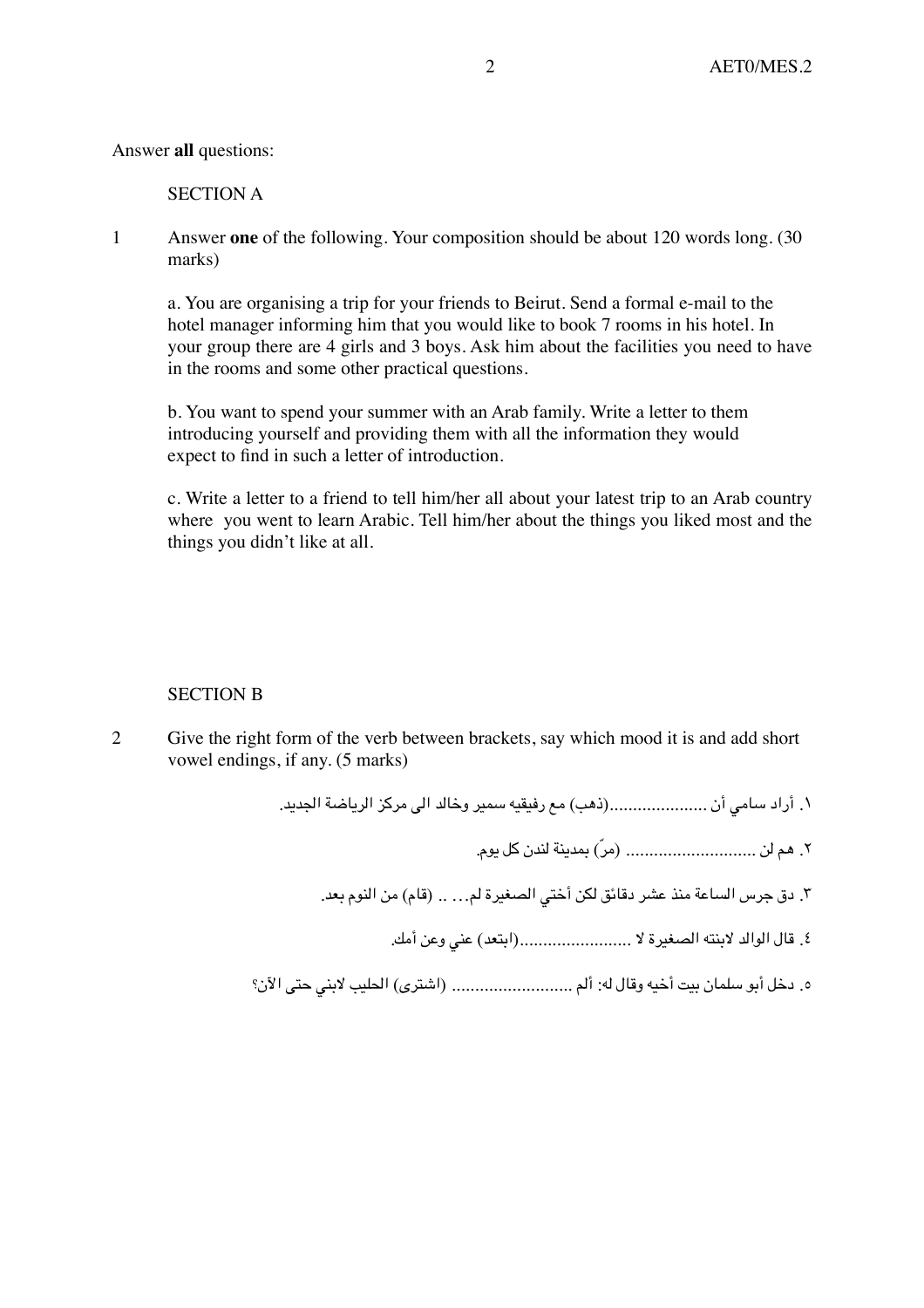Answer **all** questions:

## SECTION A

1 Answer **one** of the following. Your composition should be about 120 words long. (30 marks)

a. You are organising a trip for your friends to Beirut. Send a formal e-mail to the hotel manager informing him that you would like to book 7 rooms in his hotel. In your group there are 4 girls and 3 boys. Ask him about the facilities you need to have in the rooms and some other practical questions.

b. You want to spend your summer with an Arab family. Write a letter to them introducing yourself and providing them with all the information they would expect to find in such a letter of introduction.

c. Write a letter to a friend to tell him/her all about your latest trip to an Arab country where you went to learn Arabic. Tell him/her about the things you liked most and the things you didn't like at all.

## SECTION B

2 Give the right form of the verb between brackets, say which mood it is and add short vowel endings, if any. (5 marks)

١. أراد سامي أن ....................(ذهب) مع رفيقيه سمير وخالد الى مركز الرياضة الجديد.

٢. هم لن ........................... (مرّ) بمدينة لندن كل يوم.

٣. دق جرس الساعة منذ عشر دقائق لكن أختي الصغيرة لم... .. (قام) من النوم بعد.

٤. قال الوالد لابنته الصغيرة لا .......................(ابتعد) عني وعن أمك.

٥. دخل أبو سلمان بيت أخيه وقال له: ألم ......................... (اشترى) الحليب لابني حتى الآن؟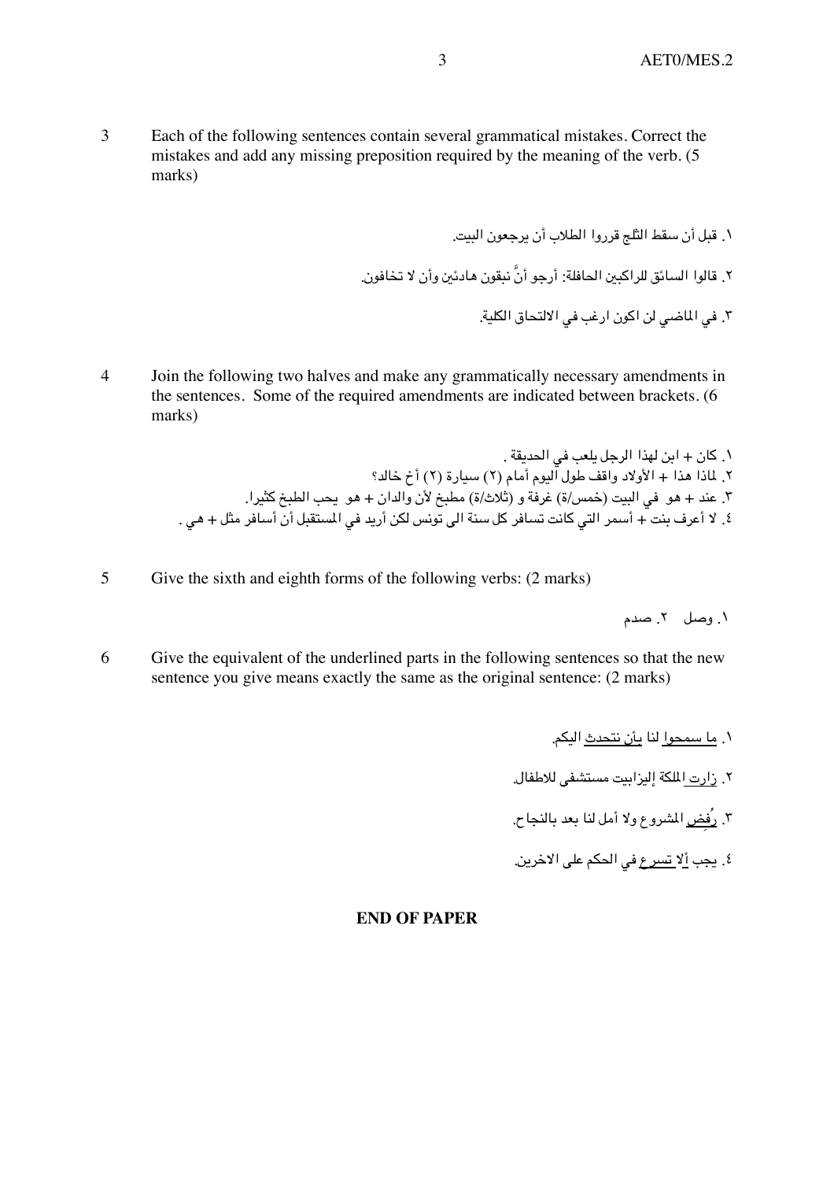3 Each of the following sentences contain several grammatical mistakes. Correct the mistakes and add any missing preposition required by the meaning of the verb. (5 marks)

١. قبل أن سقط الثلج قرروا الطلاب أن يرجعون البيت.

٢. قالوا السائق للراكبين الحافلة: أرجو أنَّ تبقون هادئين وأن لا تخافون.

٣. في الماضي لن اكون ارغب في الالتحاق الكلية.

4 Join the following two halves and make any grammatically necessary amendments in the sentences. Some of the required amendments are indicated between brackets. (6 marks)

١. كان + ابن لهذا الرجل يلعب في الحديقة .

٢. لماذا هذا + الأولاد واقف طول اليوم أمام (٢) سيارة (٢) أخ خالد؟

٣. عند + هو في البيت (خمس/ة) غرفة و (ثلاث/ة) مطبخ لأن والدان + هو يحب الطبخ كثيرا.

٤. لا أعرف بنت + أسمر التي كانت تسافر كل سنة الى تونس لكن أريد في المستقبل أن أسافر مثل + هي .

5 Give the sixth and eighth forms of the following verbs: (2 marks)

١. وصل ٢. صدم

6 Give the equivalent of the underlined parts in the following sentences so that the new sentence you give means exactly the same as the original sentence: (2 marks)

١. <u>ما سمحوا</u> لنا <u>بأن نتحدث</u> اليكم.

٢. <u>زارت</u> الملكة إليزابيت مستشفى للاطفال.

٣. <u>رُفِض</u> المشروع ولا أمل لنا بعد بالنجاح.

٤. يجب <u>ألا تسرع</u> في الحكم على الاخرين.

**END OF PAPER**